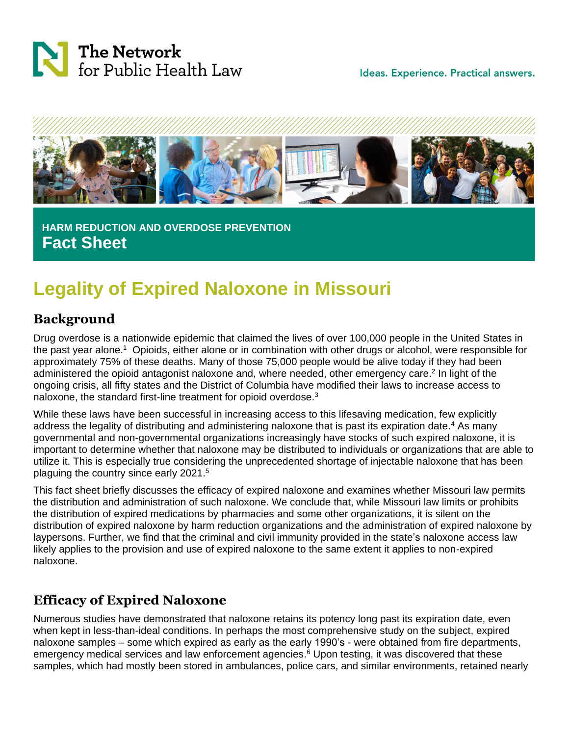The Network for Public Health Law

Ideas. Experience. Practical answers.

HARM REDUCTION AND OVERDOSE PREVENTION

**Fact Sheet**

# Legality of Expired Naloxone in Missouri

## Background

Drug overdose is a nationwide epidemic that claimed the lives of over 100,000 people in the United States in the past year alone.[1] Opioids, either alone or in combination with other drugs or alcohol, were responsible for approximately 75% of these deaths. Many of those 75,000 people would be alive today if they had been administered the opioid antagonist naloxone and, where needed, other emergency care.[2] In light of the ongoing crisis, all fifty states and the District of Columbia have modified their laws to increase access to naloxone, the standard first-line treatment for opioid overdose.[3]

While these laws have been successful in increasing access to this lifesaving medication, few explicitly address the legality of distributing and administering naloxone that is past its expiration date.[4] As many governmental and non-governmental organizations increasingly have stocks of such expired naloxone, it is important to determine whether that naloxone may be distributed to individuals or organizations that are able to utilize it. This is especially true considering the unprecedented shortage of injectable naloxone that has been plaguing the country since early 2021.[5]

This fact sheet briefly discusses the efficacy of expired naloxone and examines whether Missouri law permits the distribution and administration of such naloxone. We conclude that, while Missouri law limits or prohibits the distribution of expired medications by pharmacies and some other organizations, it is silent on the distribution of expired naloxone by harm reduction organizations and the administration of expired naloxone by laypersons. Further, we find that the criminal and civil immunity provided in the state's naloxone access law likely applies to the provision and use of expired naloxone to the same extent it applies to non-expired naloxone.

## Efficacy of Expired Naloxone

Numerous studies have demonstrated that naloxone retains its potency long past its expiration date, even when kept in less-than-ideal conditions. In perhaps the most comprehensive study on the subject, expired naloxone samples – some which expired as early as the early 1990's - were obtained from fire departments, emergency medical services and law enforcement agencies.[6] Upon testing, it was discovered that these samples, which had mostly been stored in ambulances, police cars, and similar environments, retained nearly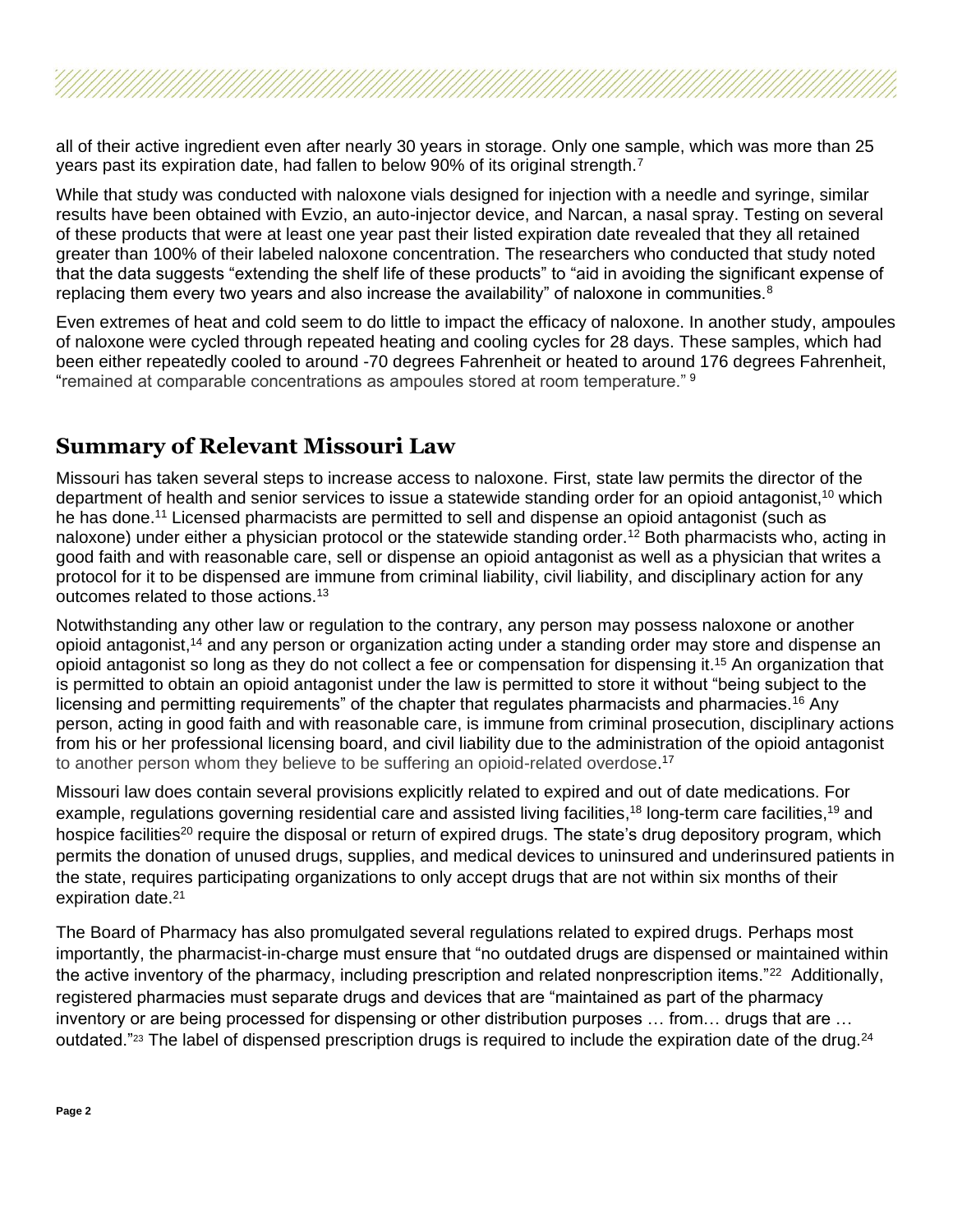all of their active ingredient even after nearly 30 years in storage. Only one sample, which was more than 25 years past its expiration date, had fallen to below 90% of its original strength.[7]

While that study was conducted with naloxone vials designed for injection with a needle and syringe, similar results have been obtained with Evzio, an auto-injector device, and Narcan, a nasal spray. Testing on several of these products that were at least one year past their listed expiration date revealed that they all retained greater than 100% of their labeled naloxone concentration. The researchers who conducted that study noted that the data suggests "extending the shelf life of these products" to "aid in avoiding the significant expense of replacing them every two years and also increase the availability" of naloxone in communities.[8]

Even extremes of heat and cold seem to do little to impact the efficacy of naloxone. In another study, ampoules of naloxone were cycled through repeated heating and cooling cycles for 28 days. These samples, which had been either repeatedly cooled to around -70 degrees Fahrenheit or heated to around 176 degrees Fahrenheit, "remained at comparable concentrations as ampoules stored at room temperature." [9]

## Summary of Relevant Missouri Law

Missouri has taken several steps to increase access to naloxone. First, state law permits the director of the department of health and senior services to issue a statewide standing order for an opioid antagonist,[10] which he has done.[11] Licensed pharmacists are permitted to sell and dispense an opioid antagonist (such as naloxone) under either a physician protocol or the statewide standing order.[12] Both pharmacists who, acting in good faith and with reasonable care, sell or dispense an opioid antagonist as well as a physician that writes a protocol for it to be dispensed are immune from criminal liability, civil liability, and disciplinary action for any outcomes related to those actions.[13]

Notwithstanding any other law or regulation to the contrary, any person may possess naloxone or another opioid antagonist,[14] and any person or organization acting under a standing order may store and dispense an opioid antagonist so long as they do not collect a fee or compensation for dispensing it.[15] An organization that is permitted to obtain an opioid antagonist under the law is permitted to store it without "being subject to the licensing and permitting requirements" of the chapter that regulates pharmacists and pharmacies.[16] Any person, acting in good faith and with reasonable care, is immune from criminal prosecution, disciplinary actions from his or her professional licensing board, and civil liability due to the administration of the opioid antagonist to another person whom they believe to be suffering an opioid-related overdose.[17]

Missouri law does contain several provisions explicitly related to expired and out of date medications. For example, regulations governing residential care and assisted living facilities,[18] long-term care facilities,[19] and hospice facilities[20] require the disposal or return of expired drugs. The state's drug depository program, which permits the donation of unused drugs, supplies, and medical devices to uninsured and underinsured patients in the state, requires participating organizations to only accept drugs that are not within six months of their expiration date.[21]

The Board of Pharmacy has also promulgated several regulations related to expired drugs. Perhaps most importantly, the pharmacist-in-charge must ensure that "no outdated drugs are dispensed or maintained within the active inventory of the pharmacy, including prescription and related nonprescription items."[22] Additionally, registered pharmacies must separate drugs and devices that are "maintained as part of the pharmacy inventory or are being processed for dispensing or other distribution purposes … from… drugs that are … outdated."[23] The label of dispensed prescription drugs is required to include the expiration date of the drug.[24]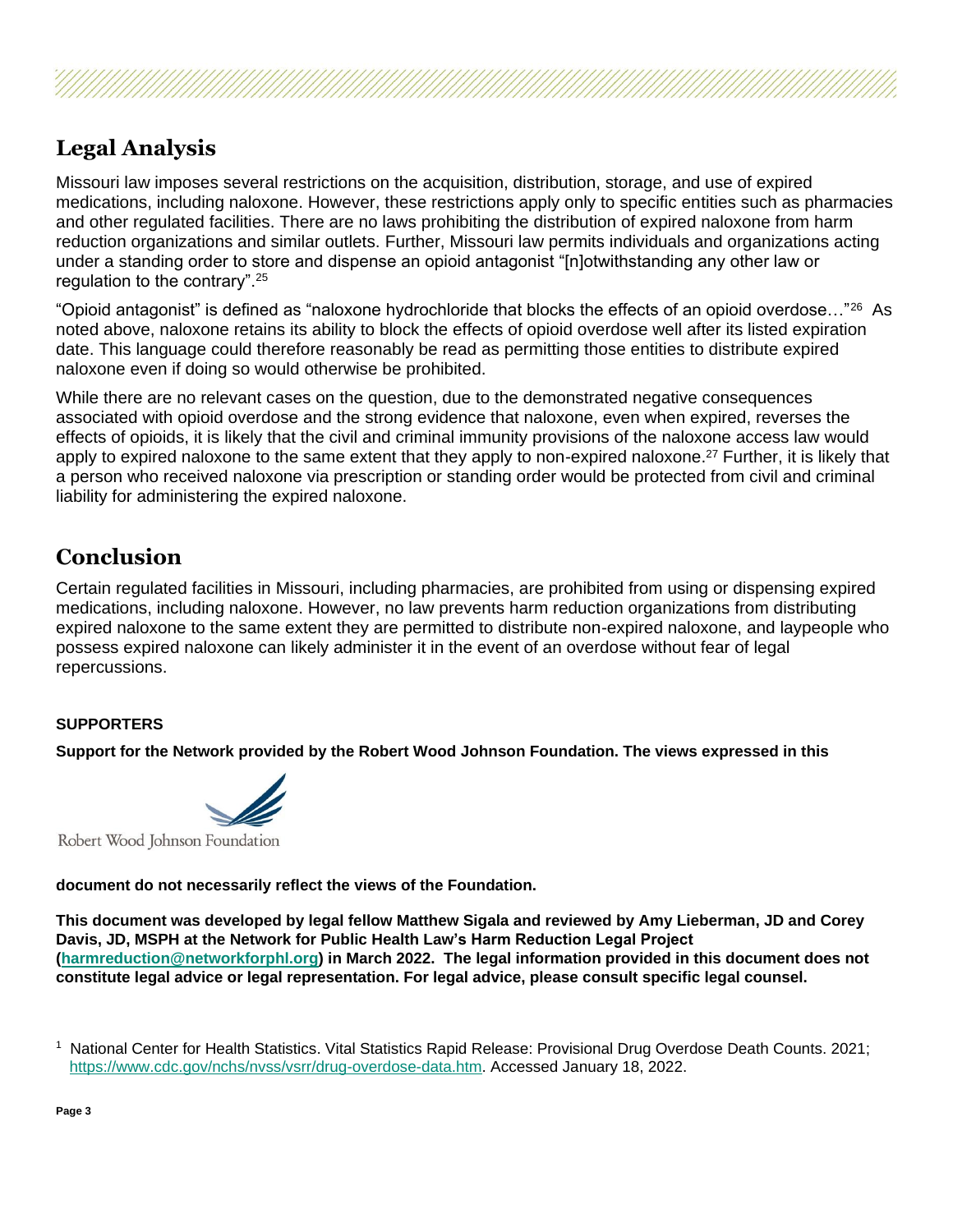## Legal Analysis

Missouri law imposes several restrictions on the acquisition, distribution, storage, and use of expired medications, including naloxone. However, these restrictions apply only to specific entities such as pharmacies and other regulated facilities. There are no laws prohibiting the distribution of expired naloxone from harm reduction organizations and similar outlets. Further, Missouri law permits individuals and organizations acting under a standing order to store and dispense an opioid antagonist "[n]otwithstanding any other law or regulation to the contrary".[25]

"Opioid antagonist" is defined as "naloxone hydrochloride that blocks the effects of an opioid overdose…"[26] As noted above, naloxone retains its ability to block the effects of opioid overdose well after its listed expiration date. This language could therefore reasonably be read as permitting those entities to distribute expired naloxone even if doing so would otherwise be prohibited.

While there are no relevant cases on the question, due to the demonstrated negative consequences associated with opioid overdose and the strong evidence that naloxone, even when expired, reverses the effects of opioids, it is likely that the civil and criminal immunity provisions of the naloxone access law would apply to expired naloxone to the same extent that they apply to non-expired naloxone.[27] Further, it is likely that a person who received naloxone via prescription or standing order would be protected from civil and criminal liability for administering the expired naloxone.

## Conclusion

Certain regulated facilities in Missouri, including pharmacies, are prohibited from using or dispensing expired medications, including naloxone. However, no law prevents harm reduction organizations from distributing expired naloxone to the same extent they are permitted to distribute non-expired naloxone, and laypeople who possess expired naloxone can likely administer it in the event of an overdose without fear of legal repercussions.

**SUPPORTERS**

**Support for the Network provided by the Robert Wood Johnson Foundation. The views expressed in this document do not necessarily reflect the views of the Foundation.**

Robert Wood Johnson Foundation

**This document was developed by legal fellow Matthew Sigala and reviewed by Amy Lieberman, JD and Corey Davis, JD, MSPH at the Network for Public Health Law's Harm Reduction Legal Project (harmreduction@networkforphl.org) in March 2022. The legal information provided in this document does not constitute legal advice or legal representation. For legal advice, please consult specific legal counsel.**

[1] National Center for Health Statistics. Vital Statistics Rapid Release: Provisional Drug Overdose Death Counts. 2021; https://www.cdc.gov/nchs/nvss/vsrr/drug-overdose-data.htm. Accessed January 18, 2022.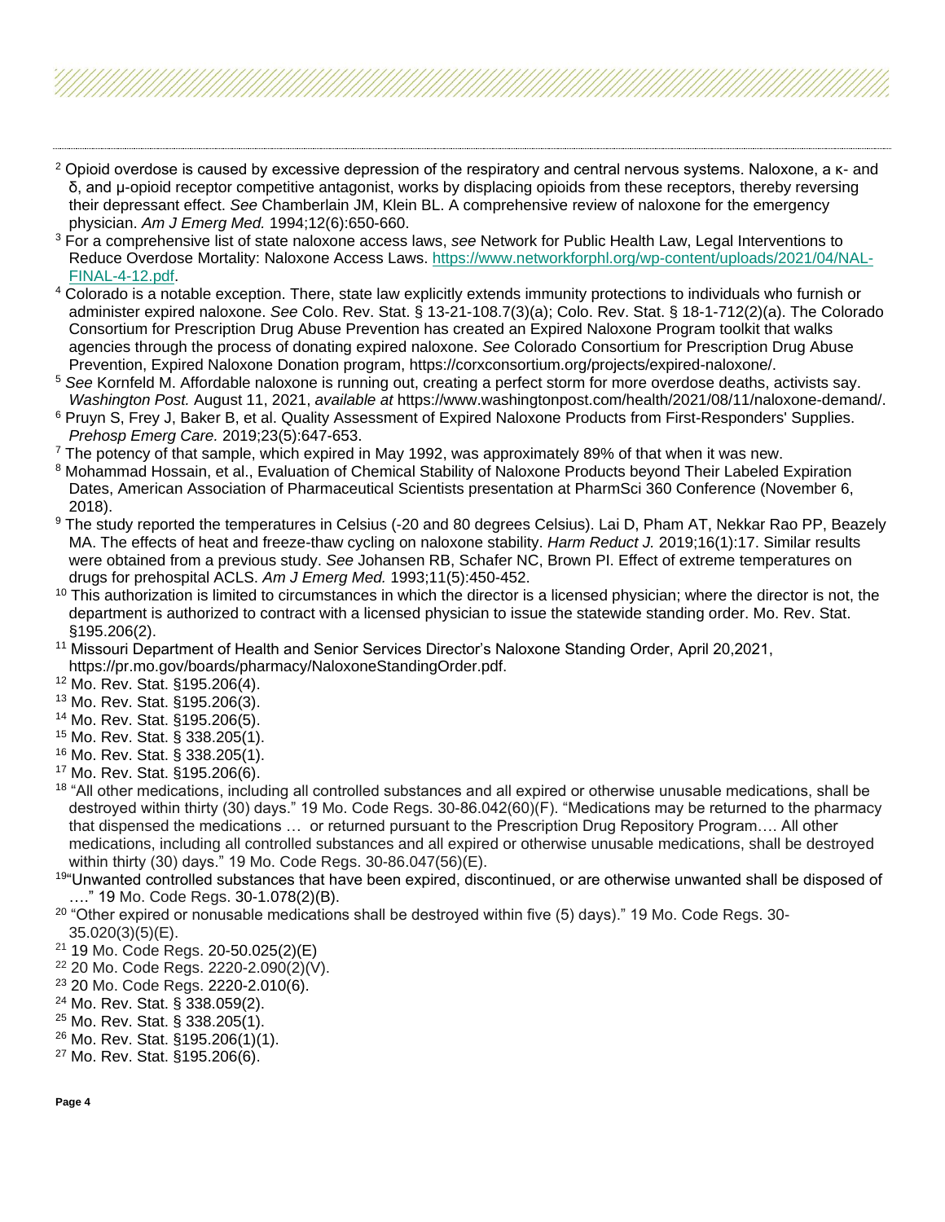[2] Opioid overdose is caused by excessive depression of the respiratory and central nervous systems. Naloxone, a κ- and δ, and μ-opioid receptor competitive antagonist, works by displacing opioids from these receptors, thereby reversing their depressant effect. *See* Chamberlain JM, Klein BL. A comprehensive review of naloxone for the emergency physician. *Am J Emerg Med.* 1994;12(6):650-660.

[3] For a comprehensive list of state naloxone access laws, *see* Network for Public Health Law, Legal Interventions to Reduce Overdose Mortality: Naloxone Access Laws. https://www.networkforphl.org/wp-content/uploads/2021/04/NAL-FINAL-4-12.pdf.

[4] Colorado is a notable exception. There, state law explicitly extends immunity protections to individuals who furnish or administer expired naloxone. *See* Colo. Rev. Stat. § 13-21-108.7(3)(a); Colo. Rev. Stat. § 18-1-712(2)(a). The Colorado Consortium for Prescription Drug Abuse Prevention has created an Expired Naloxone Program toolkit that walks agencies through the process of donating expired naloxone. *See* Colorado Consortium for Prescription Drug Abuse Prevention, Expired Naloxone Donation program, https://corxconsortium.org/projects/expired-naloxone/.

[5] *See* Kornfeld M. Affordable naloxone is running out, creating a perfect storm for more overdose deaths, activists say. *Washington Post.* August 11, 2021, *available at* https://www.washingtonpost.com/health/2021/08/11/naloxone-demand/.

[6] Pruyn S, Frey J, Baker B, et al. Quality Assessment of Expired Naloxone Products from First-Responders' Supplies. *Prehosp Emerg Care.* 2019;23(5):647-653.

[7] The potency of that sample, which expired in May 1992, was approximately 89% of that when it was new.

[8] Mohammad Hossain, et al., Evaluation of Chemical Stability of Naloxone Products beyond Their Labeled Expiration Dates, American Association of Pharmaceutical Scientists presentation at PharmSci 360 Conference (November 6, 2018).

[9] The study reported the temperatures in Celsius (-20 and 80 degrees Celsius). Lai D, Pham AT, Nekkar Rao PP, Beazely MA. The effects of heat and freeze-thaw cycling on naloxone stability. *Harm Reduct J.* 2019;16(1):17. Similar results were obtained from a previous study. *See* Johansen RB, Schafer NC, Brown PI. Effect of extreme temperatures on drugs for prehospital ACLS. *Am J Emerg Med.* 1993;11(5):450-452.

[10] This authorization is limited to circumstances in which the director is a licensed physician; where the director is not, the department is authorized to contract with a licensed physician to issue the statewide standing order. Mo. Rev. Stat. §195.206(2).

[11] Missouri Department of Health and Senior Services Director's Naloxone Standing Order, April 20,2021, https://pr.mo.gov/boards/pharmacy/NaloxoneStandingOrder.pdf.

[12] Mo. Rev. Stat. §195.206(4).

[13] Mo. Rev. Stat. §195.206(3).

[14] Mo. Rev. Stat. §195.206(5).

[15] Mo. Rev. Stat. § 338.205(1).

[16] Mo. Rev. Stat. § 338.205(1).

[17] Mo. Rev. Stat. §195.206(6).

[18] "All other medications, including all controlled substances and all expired or otherwise unusable medications, shall be destroyed within thirty (30) days." 19 Mo. Code Regs. 30-86.042(60)(F). "Medications may be returned to the pharmacy that dispensed the medications … or returned pursuant to the Prescription Drug Repository Program…. All other medications, including all controlled substances and all expired or otherwise unusable medications, shall be destroyed within thirty (30) days." 19 Mo. Code Regs. 30-86.047(56)(E).

[19] "Unwanted controlled substances that have been expired, discontinued, or are otherwise unwanted shall be disposed of …." 19 Mo. Code Regs. 30-1.078(2)(B).

[20] "Other expired or nonusable medications shall be destroyed within five (5) days)." 19 Mo. Code Regs. 30-35.020(3)(5)(E).

[21] 19 Mo. Code Regs. 20-50.025(2)(E)

[22] 20 Mo. Code Regs. 2220-2.090(2)(V).

[23] 20 Mo. Code Regs. 2220-2.010(6).

[24] Mo. Rev. Stat. § 338.059(2).

[25] Mo. Rev. Stat. § 338.205(1).

[26] Mo. Rev. Stat. §195.206(1)(1).

[27] Mo. Rev. Stat. §195.206(6).